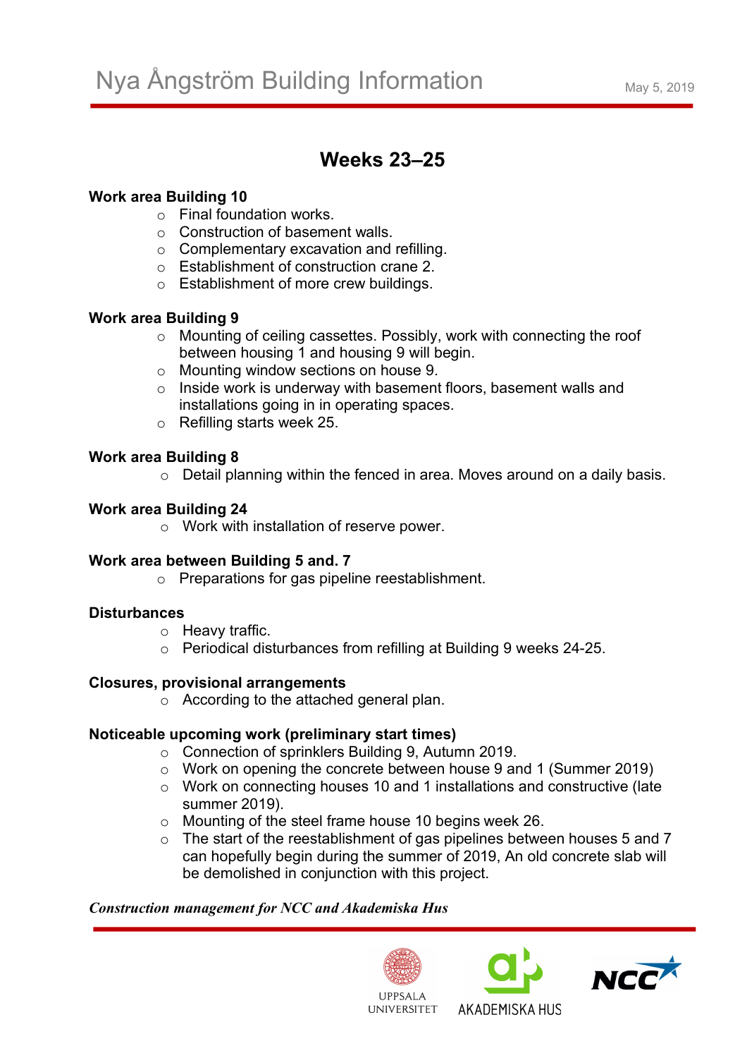# Nya Ångström Building Information

May 5, 2019

## Weeks 23–25

**Work area Building 10**

- Final foundation works.
- Construction of basement walls.
- Complementary excavation and refilling.
- Establishment of construction crane 2.
- Establishment of more crew buildings.

**Work area Building 9**

- Mounting of ceiling cassettes. Possibly, work with connecting the roof between housing 1 and housing 9 will begin.
- Mounting window sections on house 9.
- Inside work is underway with basement floors, basement walls and installations going in in operating spaces.
- Refilling starts week 25.

**Work area Building 8**

- Detail planning within the fenced in area. Moves around on a daily basis.

**Work area Building 24**

- Work with installation of reserve power.

**Work area between Building 5 and. 7**

- Preparations for gas pipeline reestablishment.

**Disturbances**

- Heavy traffic.
- Periodical disturbances from refilling at Building 9 weeks 24-25.

**Closures, provisional arrangements**

- According to the attached general plan.

**Noticeable upcoming work (preliminary start times)**

- Connection of sprinklers Building 9, Autumn 2019.
- Work on opening the concrete between house 9 and 1 (Summer 2019)
- Work on connecting houses 10 and 1 installations and constructive (late summer 2019).
- Mounting of the steel frame house 10 begins week 26.
- The start of the reestablishment of gas pipelines between houses 5 and 7 can hopefully begin during the summer of 2019, An old concrete slab will be demolished in conjunction with this project.

***Construction management for NCC and Akademiska Hus***

UPPSALA UNIVERSITET   AKADEMISKA HUS   NCC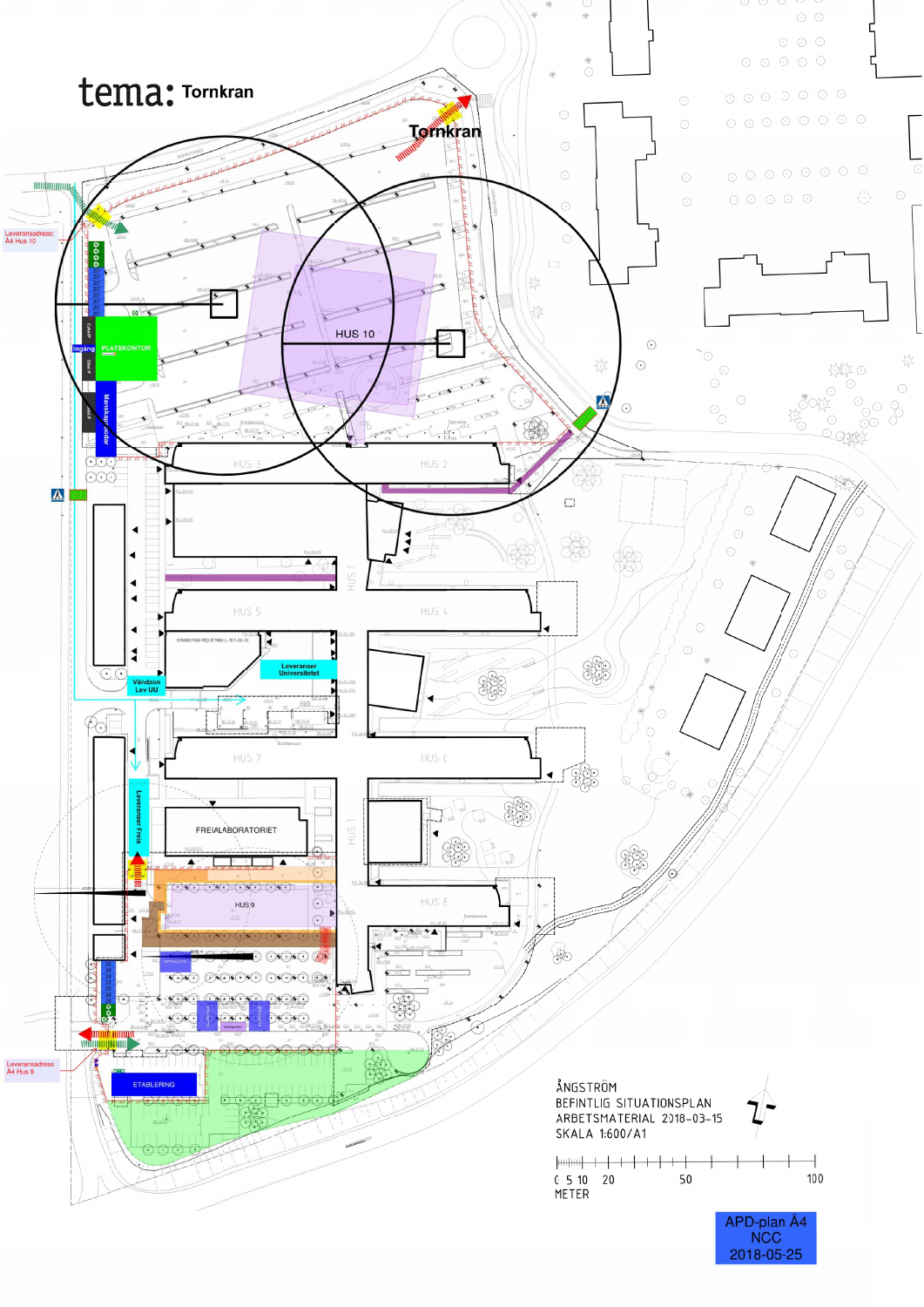tema: Tornkran

Tornkran

Leveransadress: A4 Hus 10

Ingång

PLATSKONTOR

Manskapsbodar

HUS 10

HUS 3

HUS 2

HUS 5

HUS 4

Leveranser Universitetet

Vändzon Lev UU

HUS 7

HUS 6

Leveranser Freja

FREIALABORATORIET

HUS 9

HUS 8

Leveransadress: A4 Hus 9

ETABLERING

ÅNGSTRÖM
BEFINTLIG SITUATIONSPLAN
ARBETSMATERIAL 2018-03-15
SKALA 1:600/A1

0 5 10 20 50 100
METER

APD-plan A4
NCC
2018-05-25